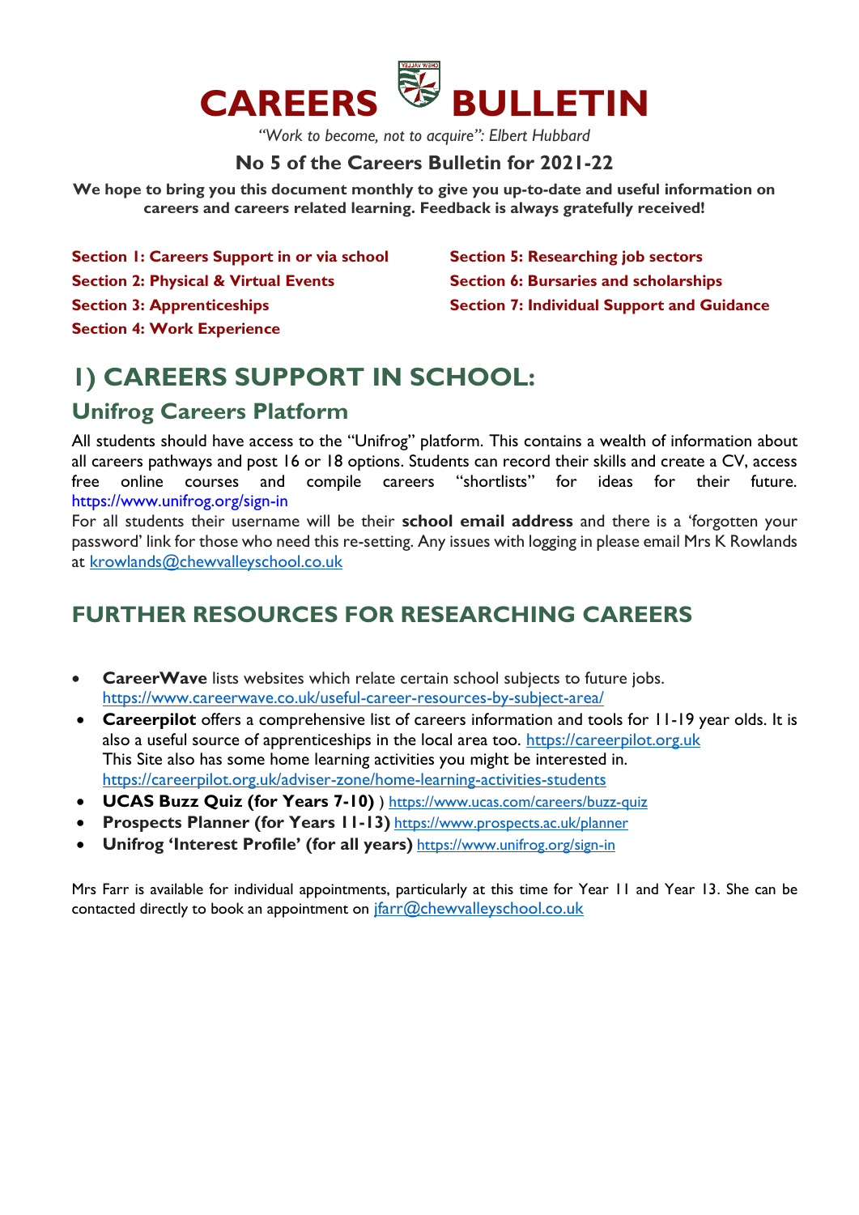# CAREERS BULLETIN

*"Work to become, not to acquire": Elbert Hubbard*

**No 5 of the Careers Bulletin for 2021-22**

**We hope to bring you this document monthly to give you up-to-date and useful information on careers and careers related learning. Feedback is always gratefully received!**

**Section 1: Careers Support in or via school**
**Section 2: Physical & Virtual Events**
**Section 3: Apprenticeships**
**Section 4: Work Experience**
**Section 5: Researching job sectors**
**Section 6: Bursaries and scholarships**
**Section 7: Individual Support and Guidance**

# 1) CAREERS SUPPORT IN SCHOOL:

## Unifrog Careers Platform

All students should have access to the "Unifrog" platform. This contains a wealth of information about all careers pathways and post 16 or 18 options. Students can record their skills and create a CV, access free online courses and compile careers "shortlists" for ideas for their future. https://www.unifrog.org/sign-in

For all students their username will be their **school email address** and there is a 'forgotten your password' link for those who need this re-setting. Any issues with logging in please email Mrs K Rowlands at krowlands@chewvalleyschool.co.uk

## FURTHER RESOURCES FOR RESEARCHING CAREERS

- **CareerWave** lists websites which relate certain school subjects to future jobs. https://www.careerwave.co.uk/useful-career-resources-by-subject-area/
- **Careerpilot** offers a comprehensive list of careers information and tools for 11-19 year olds. It is also a useful source of apprenticeships in the local area too. https://careerpilot.org.uk
  This Site also has some home learning activities you might be interested in. https://careerpilot.org.uk/adviser-zone/home-learning-activities-students
- **UCAS Buzz Quiz (for Years 7-10)** ) https://www.ucas.com/careers/buzz-quiz
- **Prospects Planner (for Years 11-13)** https://www.prospects.ac.uk/planner
- **Unifrog 'Interest Profile' (for all years)** https://www.unifrog.org/sign-in

Mrs Farr is available for individual appointments, particularly at this time for Year 11 and Year 13. She can be contacted directly to book an appointment on jfarr@chewvalleyschool.co.uk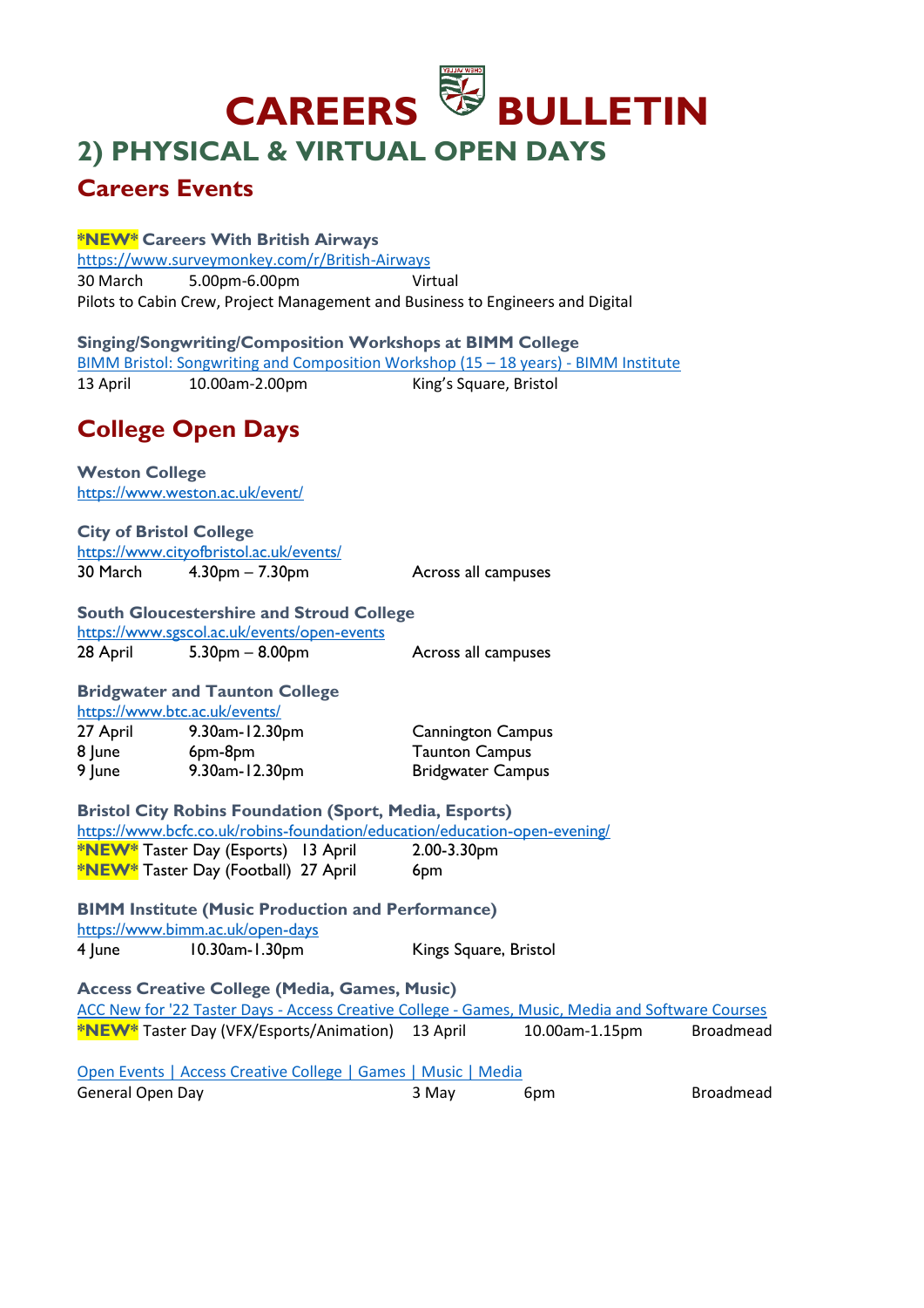# CAREERS BULLETIN

## 2) PHYSICAL & VIRTUAL OPEN DAYS

### Careers Events

***NEW* Careers With British Airways**
https://www.surveymonkey.com/r/British-Airways
30 March 5.00pm-6.00pm Virtual
Pilots to Cabin Crew, Project Management and Business to Engineers and Digital

**Singing/Songwriting/Composition Workshops at BIMM College**
BIMM Bristol: Songwriting and Composition Workshop (15 – 18 years) - BIMM Institute
13 April 10.00am-2.00pm King's Square, Bristol

### College Open Days

**Weston College**
https://www.weston.ac.uk/event/

**City of Bristol College**
https://www.cityofbristol.ac.uk/events/
30 March 4.30pm – 7.30pm Across all campuses

**South Gloucestershire and Stroud College**
https://www.sgscol.ac.uk/events/open-events
28 April 5.30pm – 8.00pm Across all campuses

**Bridgwater and Taunton College**
https://www.btc.ac.uk/events/

| | | |
|---|---|---|
| 27 April | 9.30am-12.30pm | Cannington Campus |
| 8 June | 6pm-8pm | Taunton Campus |
| 9 June | 9.30am-12.30pm | Bridgwater Campus |

**Bristol City Robins Foundation (Sport, Media, Esports)**
https://www.bcfc.co.uk/robins-foundation/education/education-open-evening/
***NEW*** Taster Day (Esports) 13 April 2.00-3.30pm
***NEW*** Taster Day (Football) 27 April 6pm

**BIMM Institute (Music Production and Performance)**
https://www.bimm.ac.uk/open-days
4 June 10.30am-1.30pm Kings Square, Bristol

**Access Creative College (Media, Games, Music)**
ACC New for '22 Taster Days - Access Creative College - Games, Music, Media and Software Courses
***NEW*** Taster Day (VFX/Esports/Animation) 13 April 10.00am-1.15pm Broadmead

Open Events | Access Creative College | Games | Music | Media
General Open Day 3 May 6pm Broadmead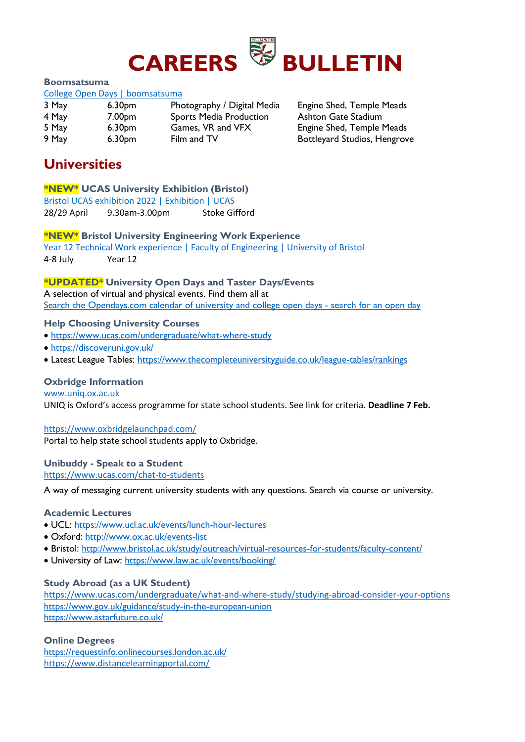# CAREERS BULLETIN

**Boomsatsuma**

College Open Days | boomsatsuma

| | | | |
|---|---|---|---|
| 3 May | 6.30pm | Photography / Digital Media | Engine Shed, Temple Meads |
| 4 May | 7.00pm | Sports Media Production | Ashton Gate Stadium |
| 5 May | 6.30pm | Games, VR and VFX | Engine Shed, Temple Meads |
| 9 May | 6.30pm | Film and TV | Bottleyard Studios, Hengrove |

## Universities

**\*NEW\* UCAS University Exhibition (Bristol)**

Bristol UCAS exhibition 2022 | Exhibition | UCAS

28/29 April 9.30am-3.00pm Stoke Gifford

**\*NEW\* Bristol University Engineering Work Experience**

Year 12 Technical Work experience | Faculty of Engineering | University of Bristol

4-8 July Year 12

**\*UPDATED\* University Open Days and Taster Days/Events**

A selection of virtual and physical events. Find them all at
Search the Opendays.com calendar of university and college open days - search for an open day

**Help Choosing University Courses**

- https://www.ucas.com/undergraduate/what-where-study
- https://discoveruni.gov.uk/
- Latest League Tables: https://www.thecompleteuniversityguide.co.uk/league-tables/rankings

**Oxbridge Information**

www.uniq.ox.ac.uk

UNIQ is Oxford's access programme for state school students. See link for criteria. **Deadline 7 Feb.**

https://www.oxbridgelaunchpad.com/

Portal to help state school students apply to Oxbridge.

**Unibuddy - Speak to a Student**

https://www.ucas.com/chat-to-students

A way of messaging current university students with any questions. Search via course or university.

**Academic Lectures**

- UCL: https://www.ucl.ac.uk/events/lunch-hour-lectures
- Oxford: http://www.ox.ac.uk/events-list
- Bristol: http://www.bristol.ac.uk/study/outreach/virtual-resources-for-students/faculty-content/
- University of Law: https://www.law.ac.uk/events/booking/

**Study Abroad (as a UK Student)**

https://www.ucas.com/undergraduate/what-and-where-study/studying-abroad-consider-your-options
https://www.gov.uk/guidance/study-in-the-european-union
https://www.astarfuture.co.uk/

**Online Degrees**

https://requestinfo.onlinecourses.london.ac.uk/
https://www.distancelearningportal.com/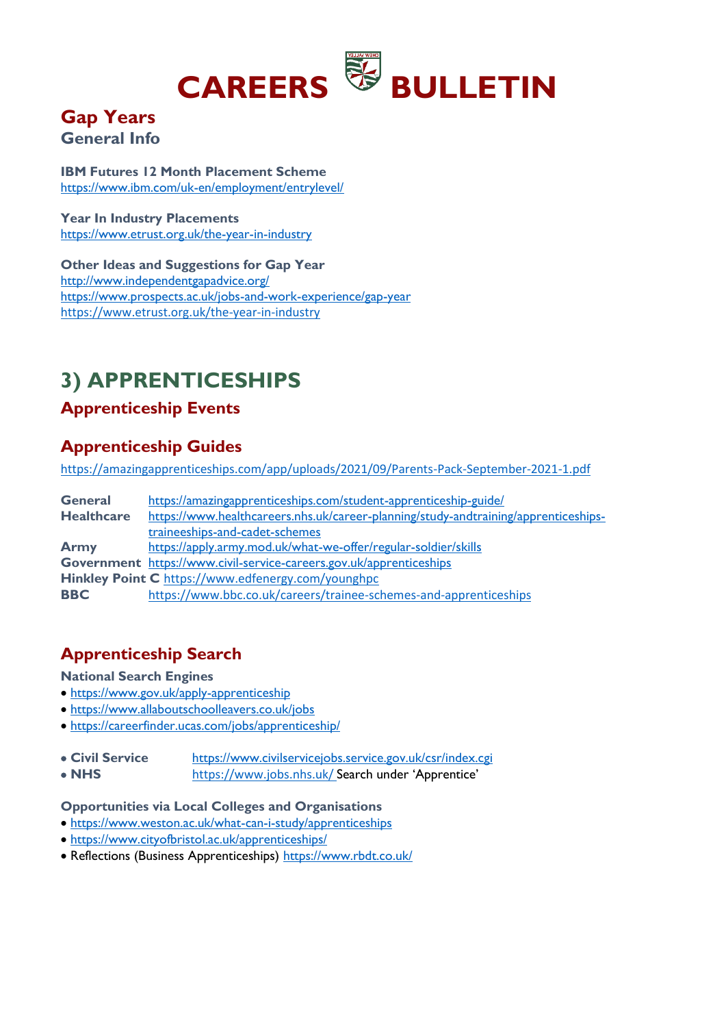# CAREERS BULLETIN

## Gap Years

### General Info

**IBM Futures 12 Month Placement Scheme**
https://www.ibm.com/uk-en/employment/entrylevel/

**Year In Industry Placements**
https://www.etrust.org.uk/the-year-in-industry

**Other Ideas and Suggestions for Gap Year**
http://www.independentgapadvice.org/
https://www.prospects.ac.uk/jobs-and-work-experience/gap-year
https://www.etrust.org.uk/the-year-in-industry

# 3) APPRENTICESHIPS

## Apprenticeship Events

## Apprenticeship Guides

https://amazingapprenticeships.com/app/uploads/2021/09/Parents-Pack-September-2021-1.pdf

**General** https://amazingapprenticeships.com/student-apprenticeship-guide/
**Healthcare** https://www.healthcareers.nhs.uk/career-planning/study-andtraining/apprenticeships-traineeships-and-cadet-schemes
**Army** https://apply.army.mod.uk/what-we-offer/regular-soldier/skills
**Government** https://www.civil-service-careers.gov.uk/apprenticeships
**Hinkley Point C** https://www.edfenergy.com/younghpc
**BBC** https://www.bbc.co.uk/careers/trainee-schemes-and-apprenticeships

## Apprenticeship Search

**National Search Engines**

- https://www.gov.uk/apply-apprenticeship
- https://www.allaboutschoolleavers.co.uk/jobs
- https://careerfinder.ucas.com/jobs/apprenticeship/

- **Civil Service** https://www.civilservicejobs.service.gov.uk/csr/index.cgi
- **NHS** https://www.jobs.nhs.uk/ Search under 'Apprentice'

**Opportunities via Local Colleges and Organisations**

- https://www.weston.ac.uk/what-can-i-study/apprenticeships
- https://www.cityofbristol.ac.uk/apprenticeships/
- Reflections (Business Apprenticeships) https://www.rbdt.co.uk/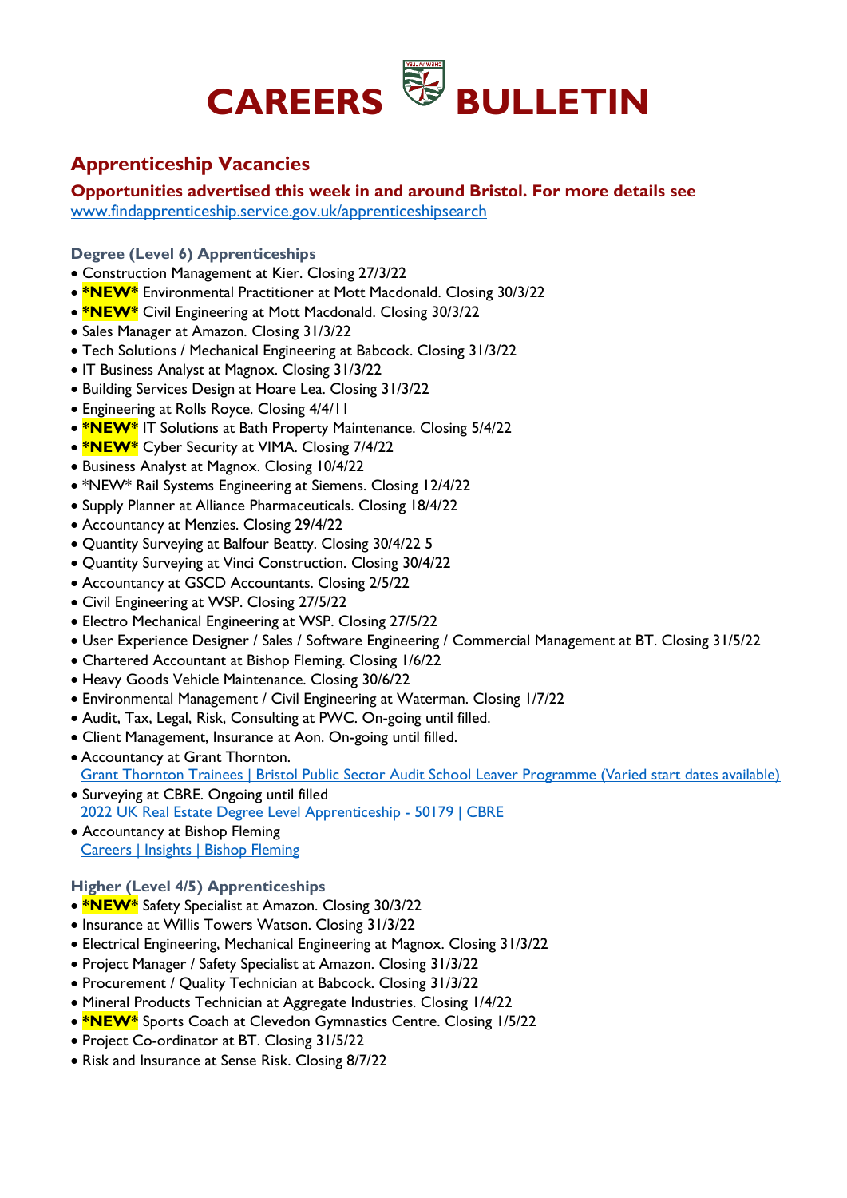# CAREERS BULLETIN

## Apprenticeship Vacancies

**Opportunities advertised this week in and around Bristol. For more details see** [www.findapprenticeship.service.gov.uk/apprenticeshipsearch](www.findapprenticeship.service.gov.uk/apprenticeshipsearch)

### Degree (Level 6) Apprenticeships

- Construction Management at Kier. Closing 27/3/22
- ***NEW*** Environmental Practitioner at Mott Macdonald. Closing 30/3/22
- ***NEW*** Civil Engineering at Mott Macdonald. Closing 30/3/22
- Sales Manager at Amazon. Closing 31/3/22
- Tech Solutions / Mechanical Engineering at Babcock. Closing 31/3/22
- IT Business Analyst at Magnox. Closing 31/3/22
- Building Services Design at Hoare Lea. Closing 31/3/22
- Engineering at Rolls Royce. Closing 4/4/11
- ***NEW*** IT Solutions at Bath Property Maintenance. Closing 5/4/22
- ***NEW*** Cyber Security at VIMA. Closing 7/4/22
- Business Analyst at Magnox. Closing 10/4/22
- *NEW* Rail Systems Engineering at Siemens. Closing 12/4/22
- Supply Planner at Alliance Pharmaceuticals. Closing 18/4/22
- Accountancy at Menzies. Closing 29/4/22
- Quantity Surveying at Balfour Beatty. Closing 30/4/22 5
- Quantity Surveying at Vinci Construction. Closing 30/4/22
- Accountancy at GSCD Accountants. Closing 2/5/22
- Civil Engineering at WSP. Closing 27/5/22
- Electro Mechanical Engineering at WSP. Closing 27/5/22
- User Experience Designer / Sales / Software Engineering / Commercial Management at BT. Closing 31/5/22
- Chartered Accountant at Bishop Fleming. Closing 1/6/22
- Heavy Goods Vehicle Maintenance. Closing 30/6/22
- Environmental Management / Civil Engineering at Waterman. Closing 1/7/22
- Audit, Tax, Legal, Risk, Consulting at PWC. On-going until filled.
- Client Management, Insurance at Aon. On-going until filled.
- Accountancy at Grant Thornton.
  Grant Thornton Trainees | Bristol Public Sector Audit School Leaver Programme (Varied start dates available)
- Surveying at CBRE. Ongoing until filled
  2022 UK Real Estate Degree Level Apprenticeship - 50179 | CBRE
- Accountancy at Bishop Fleming
  Careers | Insights | Bishop Fleming

### Higher (Level 4/5) Apprenticeships

- ***NEW*** Safety Specialist at Amazon. Closing 30/3/22
- Insurance at Willis Towers Watson. Closing 31/3/22
- Electrical Engineering, Mechanical Engineering at Magnox. Closing 31/3/22
- Project Manager / Safety Specialist at Amazon. Closing 31/3/22
- Procurement / Quality Technician at Babcock. Closing 31/3/22
- Mineral Products Technician at Aggregate Industries. Closing 1/4/22
- ***NEW*** Sports Coach at Clevedon Gymnastics Centre. Closing 1/5/22
- Project Co-ordinator at BT. Closing 31/5/22
- Risk and Insurance at Sense Risk. Closing 8/7/22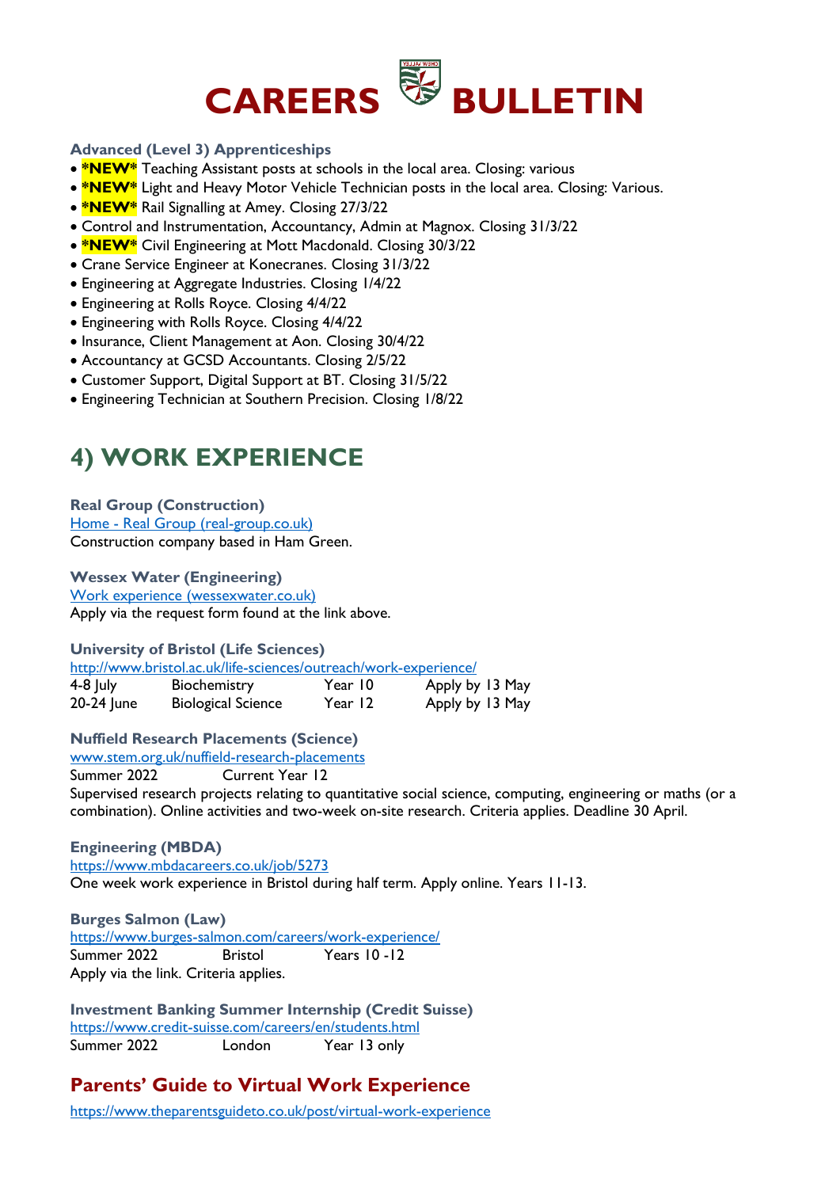# CAREERS BULLETIN

### Advanced (Level 3) Apprenticeships

- ***NEW*** Teaching Assistant posts at schools in the local area. Closing: various
- ***NEW*** Light and Heavy Motor Vehicle Technician posts in the local area. Closing: Various.
- ***NEW*** Rail Signalling at Amey. Closing 27/3/22
- Control and Instrumentation, Accountancy, Admin at Magnox. Closing 31/3/22
- ***NEW*** Civil Engineering at Mott Macdonald. Closing 30/3/22
- Crane Service Engineer at Konecranes. Closing 31/3/22
- Engineering at Aggregate Industries. Closing 1/4/22
- Engineering at Rolls Royce. Closing 4/4/22
- Engineering with Rolls Royce. Closing 4/4/22
- Insurance, Client Management at Aon. Closing 30/4/22
- Accountancy at GCSD Accountants. Closing 2/5/22
- Customer Support, Digital Support at BT. Closing 31/5/22
- Engineering Technician at Southern Precision. Closing 1/8/22

## 4) WORK EXPERIENCE

**Real Group (Construction)**
Home - Real Group (real-group.co.uk)
Construction company based in Ham Green.

**Wessex Water (Engineering)**
Work experience (wessexwater.co.uk)
Apply via the request form found at the link above.

**University of Bristol (Life Sciences)**
http://www.bristol.ac.uk/life-sciences/outreach/work-experience/

| | | | |
|---|---|---|---|
| 4-8 July | Biochemistry | Year 10 | Apply by 13 May |
| 20-24 June | Biological Science | Year 12 | Apply by 13 May |

**Nuffield Research Placements (Science)**
www.stem.org.uk/nuffield-research-placements
Summer 2022 Current Year 12
Supervised research projects relating to quantitative social science, computing, engineering or maths (or a combination). Online activities and two-week on-site research. Criteria applies. Deadline 30 April.

**Engineering (MBDA)**
https://www.mbdacareers.co.uk/job/5273
One week work experience in Bristol during half term. Apply online. Years 11-13.

**Burges Salmon (Law)**
https://www.burges-salmon.com/careers/work-experience/
Summer 2022 Bristol Years 10 -12
Apply via the link. Criteria applies.

**Investment Banking Summer Internship (Credit Suisse)**
https://www.credit-suisse.com/careers/en/students.html
Summer 2022 London Year 13 only

### Parents' Guide to Virtual Work Experience

https://www.theparentsguideto.co.uk/post/virtual-work-experience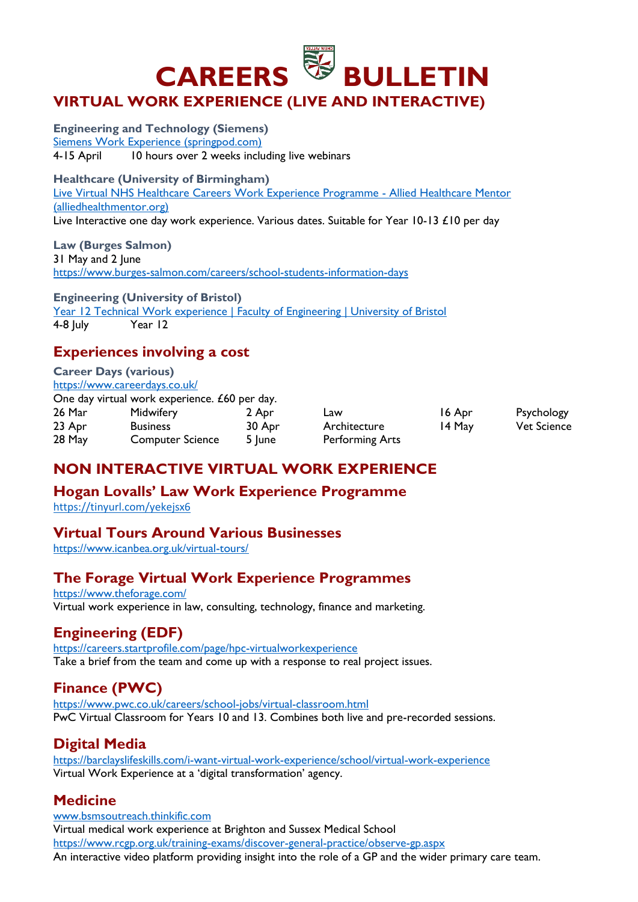# CAREERS BULLETIN

## VIRTUAL WORK EXPERIENCE (LIVE AND INTERACTIVE)

**Engineering and Technology (Siemens)**
Siemens Work Experience (springpod.com)
4-15 April 10 hours over 2 weeks including live webinars

**Healthcare (University of Birmingham)**
Live Virtual NHS Healthcare Careers Work Experience Programme - Allied Healthcare Mentor (alliedhealthmentor.org)
Live Interactive one day work experience. Various dates. Suitable for Year 10-13 £10 per day

**Law (Burges Salmon)**
31 May and 2 June
https://www.burges-salmon.com/careers/school-students-information-days

**Engineering (University of Bristol)**
Year 12 Technical Work experience | Faculty of Engineering | University of Bristol
4-8 July Year 12

### Experiences involving a cost

**Career Days (various)**
https://www.careerdays.co.uk/
One day virtual work experience. £60 per day.

| | | | | | |
|---|---|---|---|---|---|
| 26 Mar | Midwifery | 2 Apr | Law | 16 Apr | Psychology |
| 23 Apr | Business | 30 Apr | Architecture | 14 May | Vet Science |
| 28 May | Computer Science | 5 June | Performing Arts | | |

## NON INTERACTIVE VIRTUAL WORK EXPERIENCE

### Hogan Lovalls' Law Work Experience Programme
https://tinyurl.com/yekejsx6

### Virtual Tours Around Various Businesses
https://www.icanbea.org.uk/virtual-tours/

### The Forage Virtual Work Experience Programmes
https://www.theforage.com/
Virtual work experience in law, consulting, technology, finance and marketing.

### Engineering (EDF)
https://careers.startprofile.com/page/hpc-virtualworkexperience
Take a brief from the team and come up with a response to real project issues.

### Finance (PWC)
https://www.pwc.co.uk/careers/school-jobs/virtual-classroom.html
PwC Virtual Classroom for Years 10 and 13. Combines both live and pre-recorded sessions.

### Digital Media
https://barclayslifeskills.com/i-want-virtual-work-experience/school/virtual-work-experience
Virtual Work Experience at a 'digital transformation' agency.

### Medicine
www.bsmsoutreach.thinkific.com
Virtual medical work experience at Brighton and Sussex Medical School
https://www.rcgp.org.uk/training-exams/discover-general-practice/observe-gp.aspx
An interactive video platform providing insight into the role of a GP and the wider primary care team.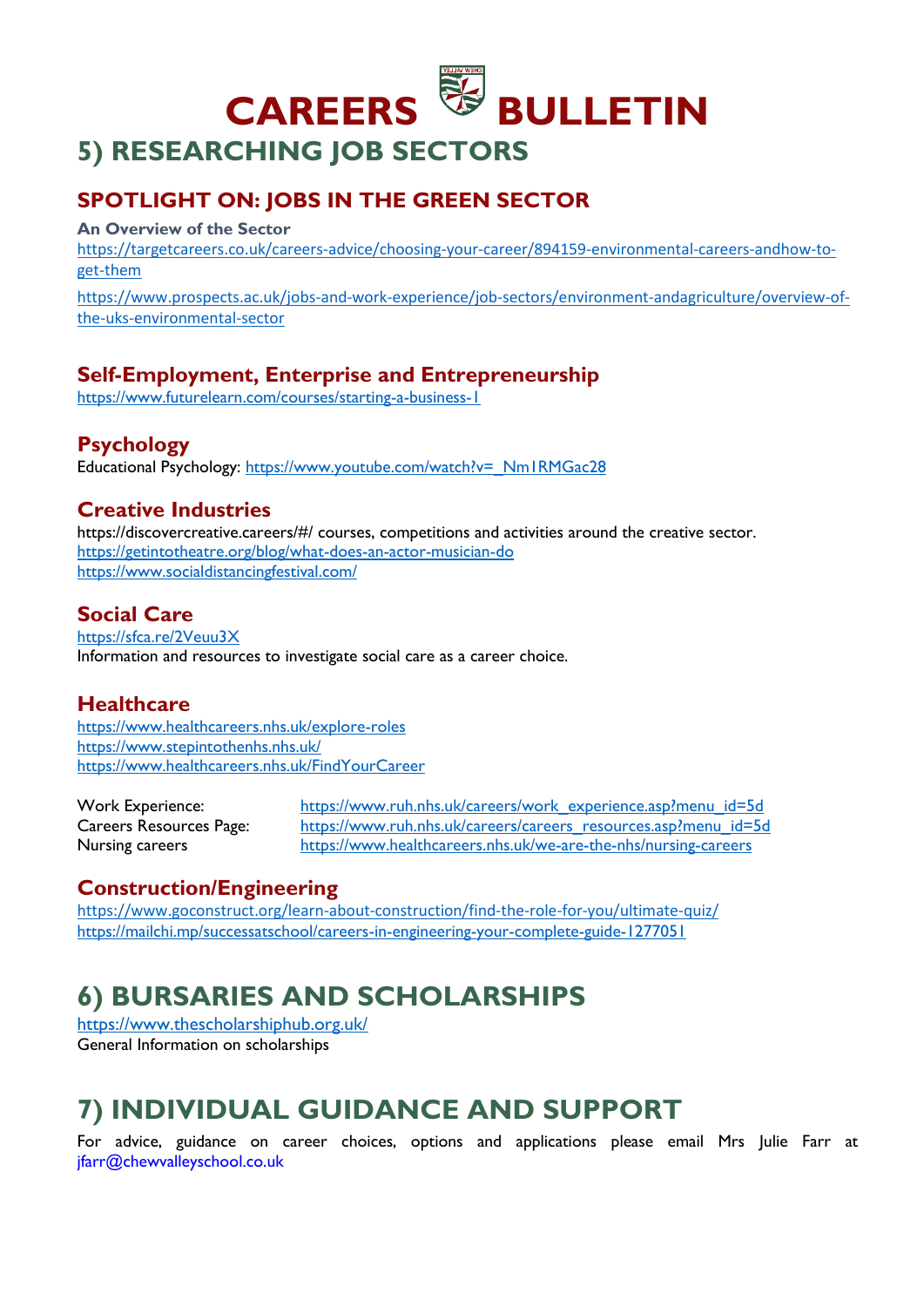# CAREERS BULLETIN

## 5) RESEARCHING JOB SECTORS

### SPOTLIGHT ON: JOBS IN THE GREEN SECTOR

**An Overview of the Sector**

https://targetcareers.co.uk/careers-advice/choosing-your-career/894159-environmental-careers-andhow-to-get-them

https://www.prospects.ac.uk/jobs-and-work-experience/job-sectors/environment-andagriculture/overview-of-the-uks-environmental-sector

### Self-Employment, Enterprise and Entrepreneurship

https://www.futurelearn.com/courses/starting-a-business-1

### Psychology

Educational Psychology: https://www.youtube.com/watch?v=_Nm1RMGac28

### Creative Industries

https://discovercreative.careers/#/ courses, competitions and activities around the creative sector.
https://getintotheatre.org/blog/what-does-an-actor-musician-do
https://www.socialdistancingfestival.com/

### Social Care

https://sfca.re/2Veuu3X
Information and resources to investigate social care as a career choice.

### Healthcare

https://www.healthcareers.nhs.uk/explore-roles
https://www.stepintothenhs.nhs.uk/
https://www.healthcareers.nhs.uk/FindYourCareer

| | |
|---|---|
| Work Experience: | https://www.ruh.nhs.uk/careers/work_experience.asp?menu_id=5d |
| Careers Resources Page: | https://www.ruh.nhs.uk/careers/careers_resources.asp?menu_id=5d |
| Nursing careers | https://www.healthcareers.nhs.uk/we-are-the-nhs/nursing-careers |

### Construction/Engineering

https://www.goconstruct.org/learn-about-construction/find-the-role-for-you/ultimate-quiz/
https://mailchi.mp/successatschool/careers-in-engineering-your-complete-guide-1277051

## 6) BURSARIES AND SCHOLARSHIPS

https://www.thescholarshiphub.org.uk/
General Information on scholarships

## 7) INDIVIDUAL GUIDANCE AND SUPPORT

For advice, guidance on career choices, options and applications please email Mrs Julie Farr at jfarr@chewvalleyschool.co.uk